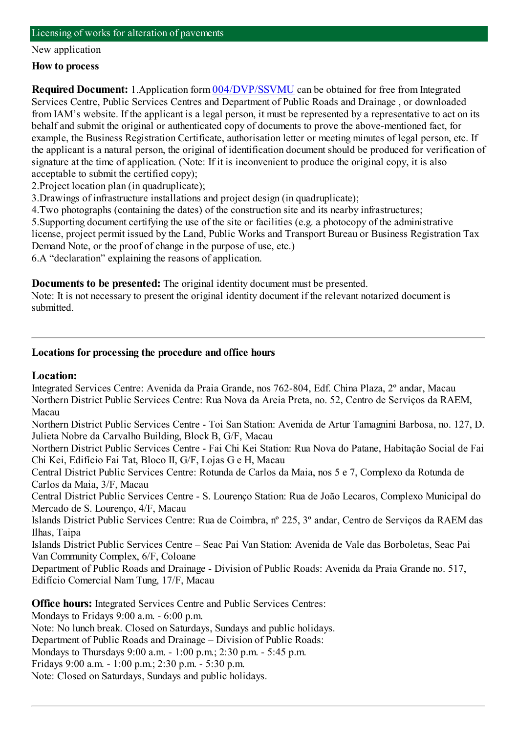## Licensing of works for alteration of pavements

New application

**How to process**

**Required Document:** 1.Application form [004/DVP/SSVMU](004/DVP/SSVMU) can be obtained for free from Integrated Services Centre, Public Services Centres and Department of Public Roads and Drainage , or downloaded from IAM's website. If the applicant is a legal person, it must be represented by a representative to act on its behalf and submit the original or authenticated copy of documents to prove the above-mentioned fact, for example, the Business Registration Certificate, authorisation letter or meeting minutes of legal person, etc. If the applicant is a natural person, the original of identification document should be produced for verification of signature at the time of application. (Note: If it is inconvenient to produce the original copy, it is also acceptable to submit the certified copy);
2.Project location plan (in quadruplicate);
3.Drawings of infrastructure installations and project design (in quadruplicate);
4.Two photographs (containing the dates) of the construction site and its nearby infrastructures;
5.Supporting document certifying the use of the site or facilities (e.g. a photocopy of the administrative license, project permit issued by the Land, Public Works and Transport Bureau or Business Registration Tax Demand Note, or the proof of change in the purpose of use, etc.)
6.A "declaration" explaining the reasons of application.

**Documents to be presented:** The original identity document must be presented.
Note: It is not necessary to present the original identity document if the relevant notarized document is submitted.

---

**Locations for processing the procedure and office hours**

**Location:**
Integrated Services Centre: Avenida da Praia Grande, nos 762-804, Edf. China Plaza, 2º andar, Macau
Northern District Public Services Centre: Rua Nova da Areia Preta, no. 52, Centro de Serviços da RAEM, Macau
Northern District Public Services Centre - Toi San Station: Avenida de Artur Tamagnini Barbosa, no. 127, D. Julieta Nobre da Carvalho Building, Block B, G/F, Macau
Northern District Public Services Centre - Fai Chi Kei Station: Rua Nova do Patane, Habitação Social de Fai Chi Kei, Edifício Fai Tat, Bloco II, G/F, Lojas G e H, Macau
Central District Public Services Centre: Rotunda de Carlos da Maia, nos 5 e 7, Complexo da Rotunda de Carlos da Maia, 3/F, Macau
Central District Public Services Centre - S. Lourenço Station: Rua de João Lecaros, Complexo Municipal do Mercado de S. Lourenço, 4/F, Macau
Islands District Public Services Centre: Rua de Coimbra, nº 225, 3º andar, Centro de Serviços da RAEM das Ilhas, Taipa
Islands District Public Services Centre – Seac Pai Van Station: Avenida de Vale das Borboletas, Seac Pai Van Community Complex, 6/F, Coloane
Department of Public Roads and Drainage - Division of Public Roads: Avenida da Praia Grande no. 517, Edifício Comercial Nam Tung, 17/F, Macau

**Office hours:** Integrated Services Centre and Public Services Centres:
Mondays to Fridays 9:00 a.m. - 6:00 p.m.
Note: No lunch break. Closed on Saturdays, Sundays and public holidays.
Department of Public Roads and Drainage – Division of Public Roads:
Mondays to Thursdays 9:00 a.m. - 1:00 p.m.; 2:30 p.m. - 5:45 p.m.
Fridays 9:00 a.m. - 1:00 p.m.; 2:30 p.m. - 5:30 p.m.
Note: Closed on Saturdays, Sundays and public holidays.

---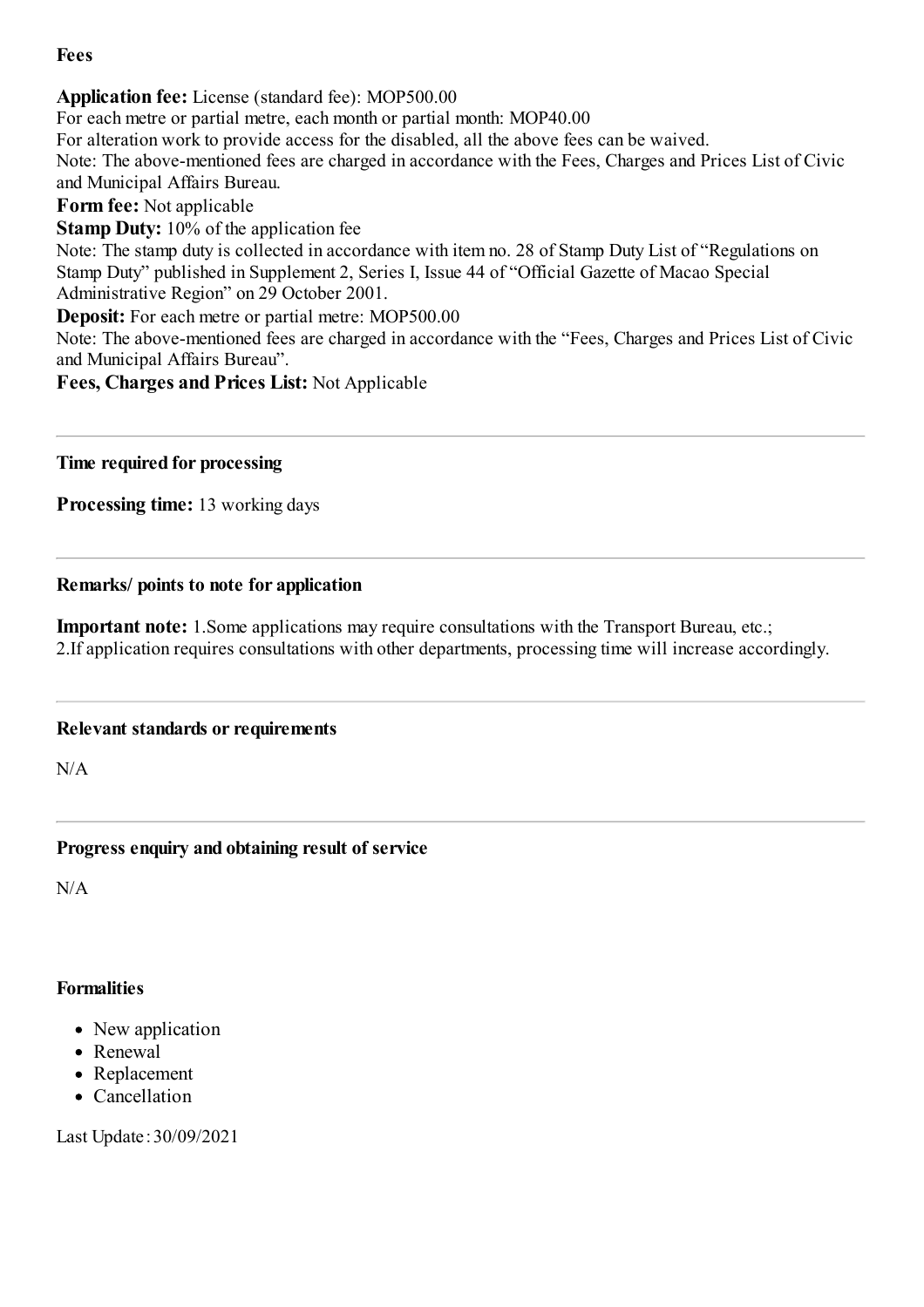## Fees

**Application fee:** License (standard fee): MOP500.00
For each metre or partial metre, each month or partial month: MOP40.00
For alteration work to provide access for the disabled, all the above fees can be waived.
Note: The above-mentioned fees are charged in accordance with the Fees, Charges and Prices List of Civic and Municipal Affairs Bureau.

**Form fee:** Not applicable

**Stamp Duty:** 10% of the application fee
Note: The stamp duty is collected in accordance with item no. 28 of Stamp Duty List of "Regulations on Stamp Duty" published in Supplement 2, Series I, Issue 44 of "Official Gazette of Macao Special Administrative Region" on 29 October 2001.

**Deposit:** For each metre or partial metre: MOP500.00
Note: The above-mentioned fees are charged in accordance with the "Fees, Charges and Prices List of Civic and Municipal Affairs Bureau".

**Fees, Charges and Prices List:** Not Applicable

---

## Time required for processing

**Processing time:** 13 working days

---

## Remarks/ points to note for application

**Important note:** 1.Some applications may require consultations with the Transport Bureau, etc.;
2.If application requires consultations with other departments, processing time will increase accordingly.

---

## Relevant standards or requirements

N/A

---

## Progress enquiry and obtaining result of service

N/A

## Formalities

- New application
- Renewal
- Replacement
- Cancellation

Last Update: 30/09/2021